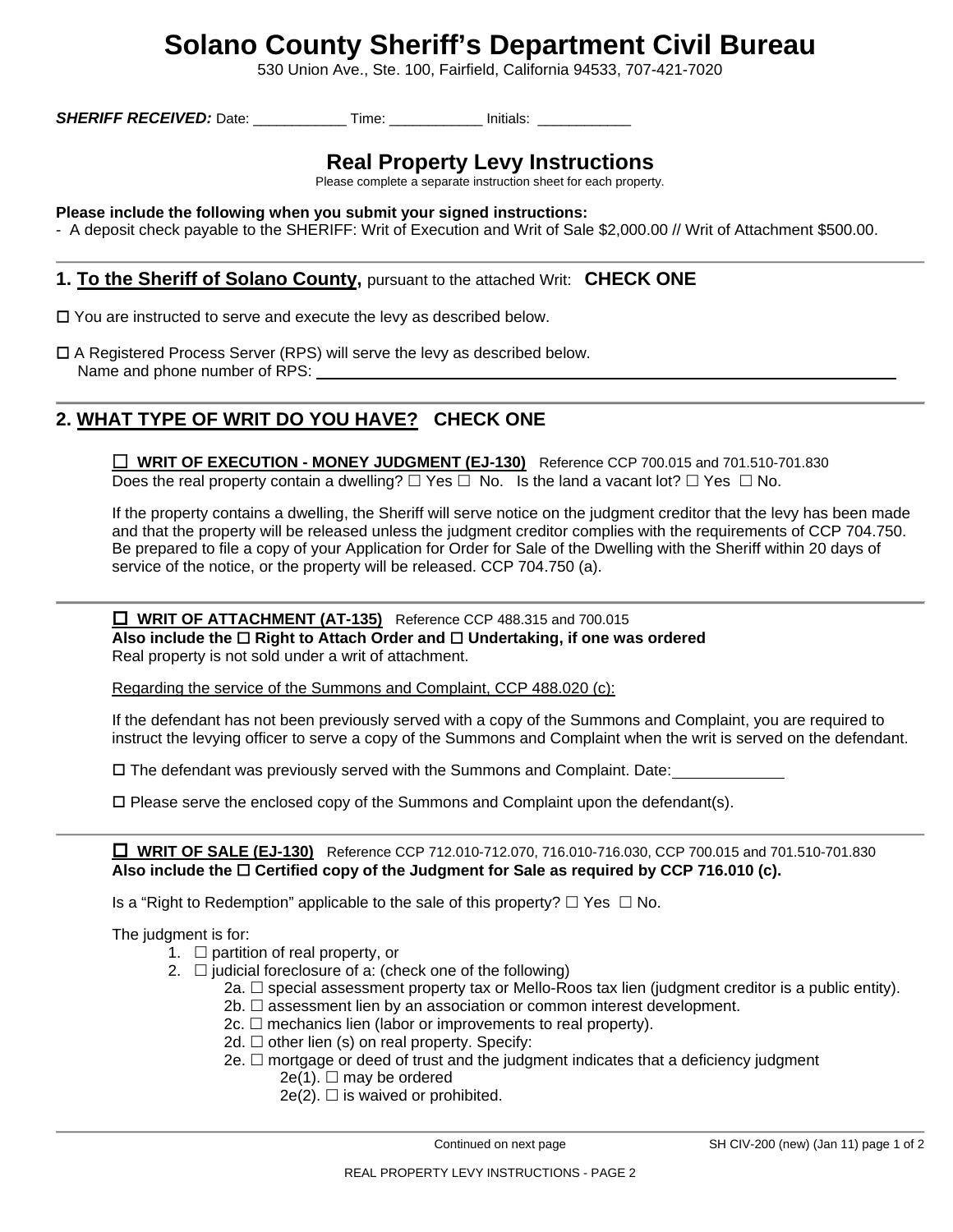# Solano County Sheriff's Department Civil Bureau

530 Union Ave., Ste. 100, Fairfield, California 94533, 707-421-7020

***SHERIFF RECEIVED:*** Date: ___________ Time: ___________ Initials: ___________

## Real Property Levy Instructions

Please complete a separate instruction sheet for each property.

**Please include the following when you submit your signed instructions:**

- A deposit check payable to the SHERIFF: Writ of Execution and Writ of Sale $2,000.00 // Writ of Attachment $500.00.

---

## 1. To the Sheriff of Solano County, pursuant to the attached Writ: CHECK ONE

☐ You are instructed to serve and execute the levy as described below.

☐ A Registered Process Server (RPS) will serve the levy as described below.
Name and phone number of RPS: ______________________________

---

## 2. WHAT TYPE OF WRIT DO YOU HAVE? CHECK ONE

☐ **WRIT OF EXECUTION - MONEY JUDGMENT (EJ-130)** Reference CCP 700.015 and 701.510-701.830
Does the real property contain a dwelling? ☐ Yes ☐ No. Is the land a vacant lot? ☐ Yes ☐ No.

If the property contains a dwelling, the Sheriff will serve notice on the judgment creditor that the levy has been made and that the property will be released unless the judgment creditor complies with the requirements of CCP 704.750. Be prepared to file a copy of your Application for Order for Sale of the Dwelling with the Sheriff within 20 days of service of the notice, or the property will be released. CCP 704.750 (a).

---

☐ **WRIT OF ATTACHMENT (AT-135)** Reference CCP 488.315 and 700.015
**Also include the ☐ Right to Attach Order and ☐ Undertaking, if one was ordered**
Real property is not sold under a writ of attachment.

Regarding the service of the Summons and Complaint, CCP 488.020 (c):

If the defendant has not been previously served with a copy of the Summons and Complaint, you are required to instruct the levying officer to serve a copy of the Summons and Complaint when the writ is served on the defendant.

☐ The defendant was previously served with the Summons and Complaint. Date: ___________

☐ Please serve the enclosed copy of the Summons and Complaint upon the defendant(s).

---

☐ **WRIT OF SALE (EJ-130)** Reference CCP 712.010-712.070, 716.010-716.030, CCP 700.015 and 701.510-701.830
**Also include the ☐ Certified copy of the Judgment for Sale as required by CCP 716.010 (c).**

Is a "Right to Redemption" applicable to the sale of this property? ☐ Yes ☐ No.

The judgment is for:

1. ☐ partition of real property, or
2. ☐ judicial foreclosure of a: (check one of the following)
   - 2a. ☐ special assessment property tax or Mello-Roos tax lien (judgment creditor is a public entity).
   - 2b. ☐ assessment lien by an association or common interest development.
   - 2c. ☐ mechanics lien (labor or improvements to real property).
   - 2d. ☐ other lien (s) on real property. Specify:
   - 2e. ☐ mortgage or deed of trust and the judgment indicates that a deficiency judgment
     - 2e(1). ☐ may be ordered
     - 2e(2). ☐ is waived or prohibited.

---

Continued on next page SH CIV-200 (new) (Jan 11)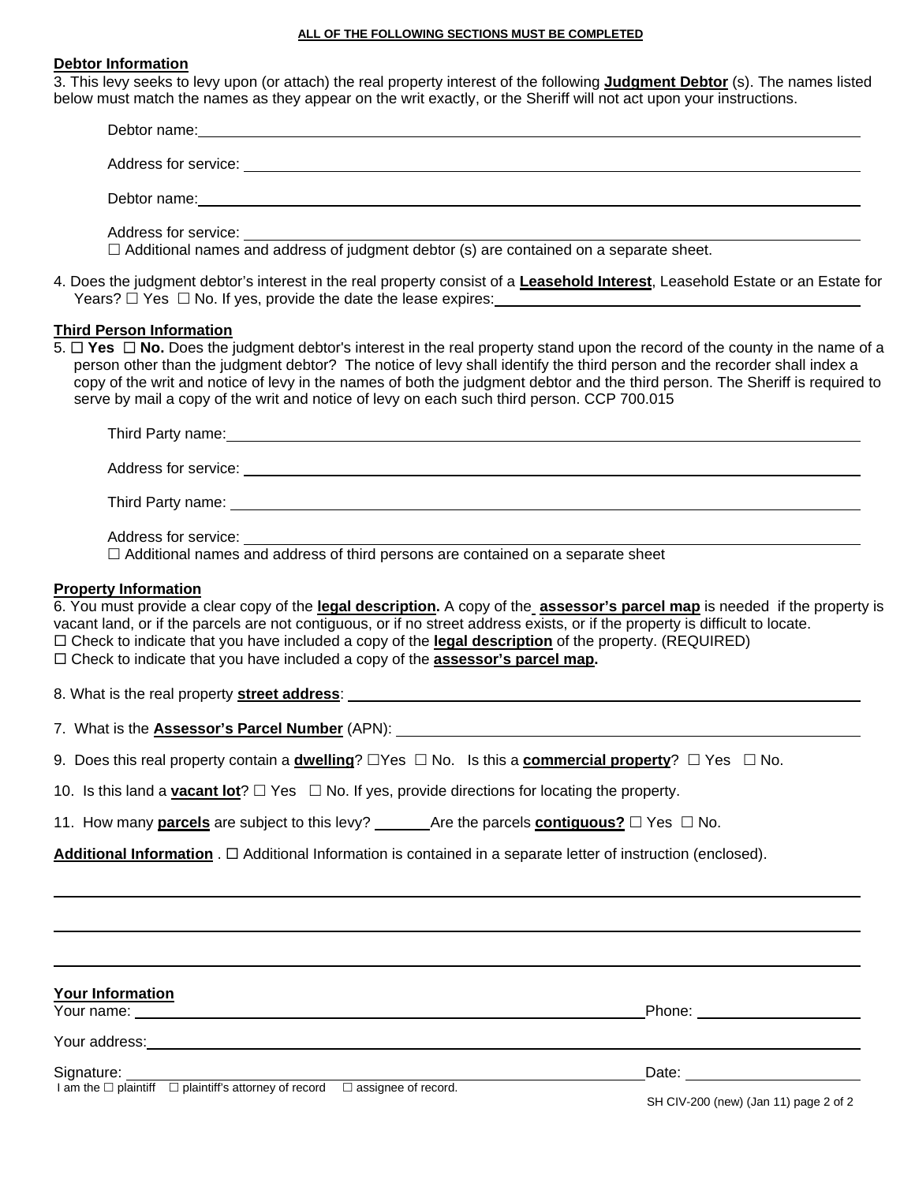**ALL OF THE FOLLOWING SECTIONS MUST BE COMPLETED**

**Debtor Information**

3. This levy seeks to levy upon (or attach) the real property interest of the following **Judgment Debtor** (s). The names listed below must match the names as they appear on the writ exactly, or the Sheriff will not act upon your instructions.

Debtor name: ______________________________

Address for service: ______________________________

Debtor name: ______________________________

Address for service: ______________________________

☐ Additional names and address of judgment debtor (s) are contained on a separate sheet.

4. Does the judgment debtor's interest in the real property consist of a **Leasehold Interest**, Leasehold Estate or an Estate for Years? ☐ Yes ☐ No. If yes, provide the date the lease expires: ______________________________

**Third Person Information**

5. ☐ **Yes** ☐ **No.** Does the judgment debtor's interest in the real property stand upon the record of the county in the name of a person other than the judgment debtor? The notice of levy shall identify the third person and the recorder shall index a copy of the writ and notice of levy in the names of both the judgment debtor and the third person. The Sheriff is required to serve by mail a copy of the writ and notice of levy on each such third person. CCP 700.015

Third Party name: ______________________________

Address for service: ______________________________

Third Party name: ______________________________

Address for service: ______________________________

☐ Additional names and address of third persons are contained on a separate sheet

**Property Information**

6. You must provide a clear copy of the **legal description.** A copy of the **assessor's parcel map** is needed if the property is vacant land, or if the parcels are not contiguous, or if no street address exists, or if the property is difficult to locate.

☐ Check to indicate that you have included a copy of the **legal description** of the property. (REQUIRED)

☐ Check to indicate that you have included a copy of the **assessor's parcel map.**

8. What is the real property **street address**: ______________________________

7. What is the **Assessor's Parcel Number** (APN): ______________________________

9. Does this real property contain a **dwelling**? ☐Yes ☐ No. Is this a **commercial property**? ☐ Yes ☐ No.

10. Is this land a **vacant lot**? ☐ Yes ☐ No. If yes, provide directions for locating the property.

11. How many **parcels** are subject to this levy? _______ Are the parcels **contiguous?** ☐ Yes ☐ No.

**Additional Information** . ☐ Additional Information is contained in a separate letter of instruction (enclosed).

______________________________

______________________________

______________________________

**Your Information**

Your name: ______________________________ Phone: ______________

Your address: ______________________________

Signature: ______________________________ Date: ______________

I am the ☐ plaintiff ☐ plaintiff's attorney of record ☐ assignee of record.

SH CIV-200 (new) (Jan 11)